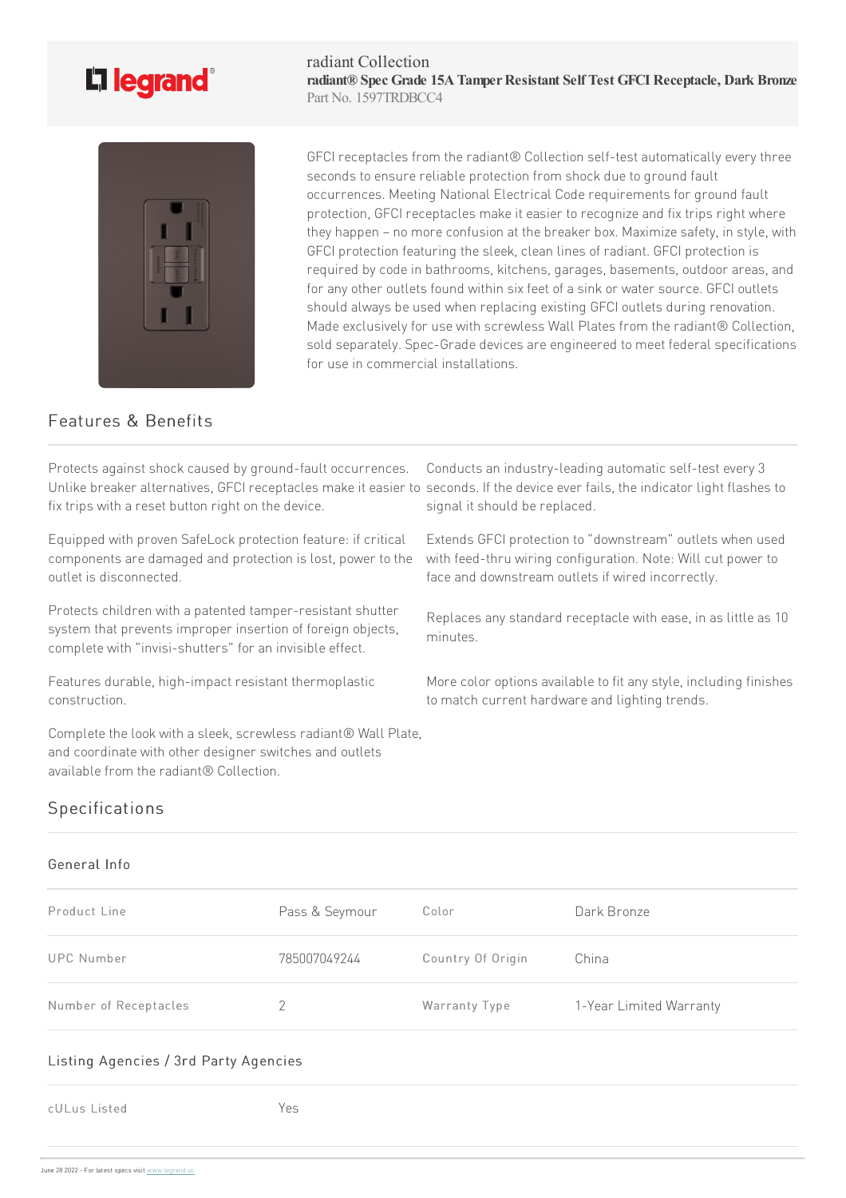radiant Collection

# radiant® Spec Grade 15A Tamper Resistant Self Test GFCI Receptacle, Dark Bronze

Part No. 1597TRDBCC4

GFCI receptacles from the radiant® Collection self-test automatically every three seconds to ensure reliable protection from shock due to ground fault occurrences. Meeting National Electrical Code requirements for ground fault protection, GFCI receptacles make it easier to recognize and fix trips right where they happen – no more confusion at the breaker box. Maximize safety, in style, with GFCI protection featuring the sleek, clean lines of radiant. GFCI protection is required by code in bathrooms, kitchens, garages, basements, outdoor areas, and for any other outlets found within six feet of a sink or water source. GFCI outlets should always be used when replacing existing GFCI outlets during renovation. Made exclusively for use with screwless Wall Plates from the radiant® Collection, sold separately. Spec-Grade devices are engineered to meet federal specifications for use in commercial installations.

## Features & Benefits

Protects against shock caused by ground-fault occurrences. Unlike breaker alternatives, GFCI receptacles make it easier to fix trips with a reset button right on the device.

Conducts an industry-leading automatic self-test every 3 seconds. If the device ever fails, the indicator light flashes to signal it should be replaced.

Equipped with proven SafeLock protection feature: if critical components are damaged and protection is lost, power to the outlet is disconnected.

Extends GFCI protection to "downstream" outlets when used with feed-thru wiring configuration. Note: Will cut power to face and downstream outlets if wired incorrectly.

Protects children with a patented tamper-resistant shutter system that prevents improper insertion of foreign objects, complete with "invisi-shutters" for an invisible effect.

Replaces any standard receptacle with ease, in as little as 10 minutes.

Features durable, high-impact resistant thermoplastic construction.

More color options available to fit any style, including finishes to match current hardware and lighting trends.

Complete the look with a sleek, screwless radiant® Wall Plate, and coordinate with other designer switches and outlets available from the radiant® Collection.

## Specifications

### General Info

| Product Line | Pass & Seymour | Color | Dark Bronze |
|---|---|---|---|
| UPC Number | 785007049244 | Country Of Origin | China |
| Number of Receptacles | 2 | Warranty Type | 1-Year Limited Warranty |

### Listing Agencies / 3rd Party Agencies

| cULus Listed | Yes |
|---|---|

June 28 2022 - For latest specs visit www.legrand.us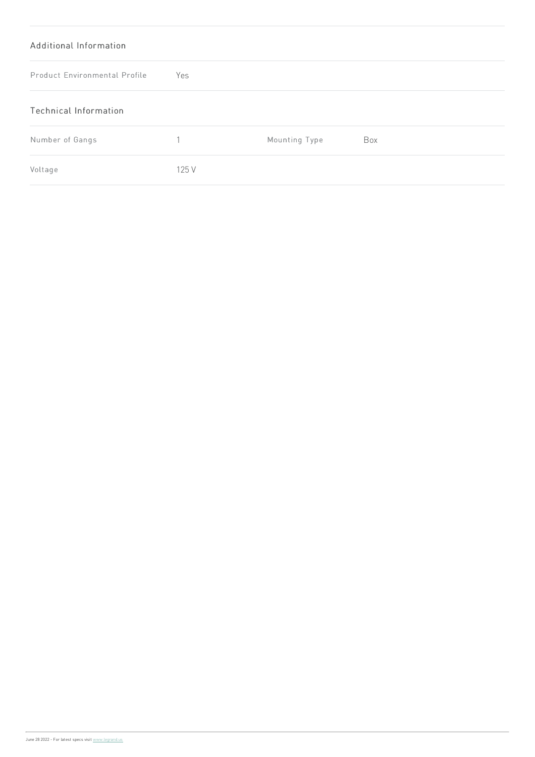## Additional Information

| | |
|---|---|
| Product Environmental Profile | Yes |

## Technical Information

| | | | |
|---|---|---|---|
| Number of Gangs | 1 | Mounting Type | Box |
| Voltage | 125 V | | |